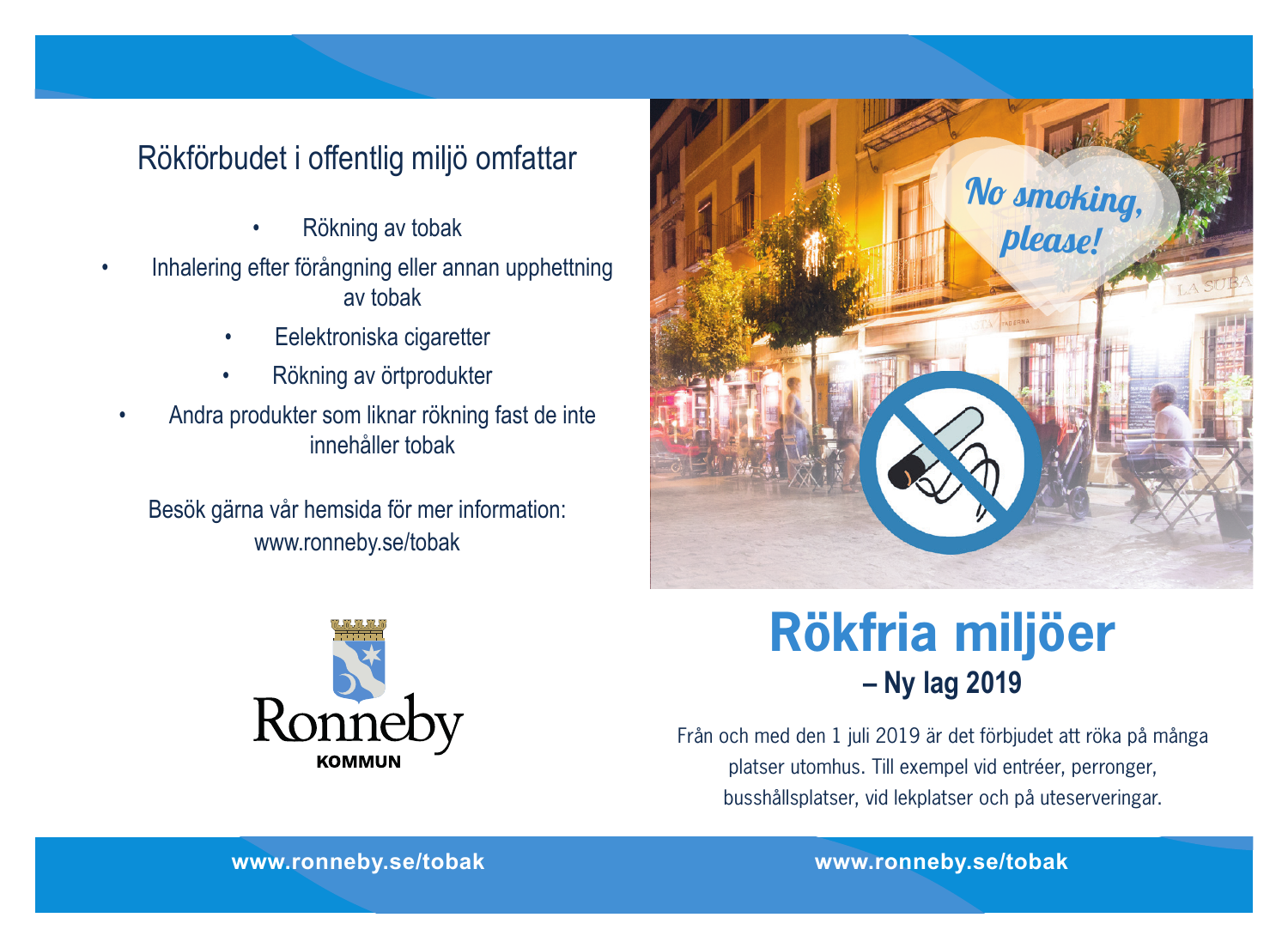## Rökförbudet i offentlig miljö omfattar

- Rökning av tobak
- Inhalering efter förångning eller annan upphettning av tobak
- Eelektroniska cigaretter
- Rökning av örtprodukter
- Andra produkter som liknar rökning fast de inte innehåller tobak

Besök gärna vår hemsida för mer information:
www.ronneby.se/tobak

Ronneby
KOMMUN

No smoking, please!

# Rökfria miljöer

## – Ny lag 2019

Från och med den 1 juli 2019 är det förbjudet att röka på många platser utomhus. Till exempel vid entréer, perronger, busshållsplatser, vid lekplatser och på uteserveringar.

**www.ronneby.se/tobak**

**www.ronneby.se/tobak**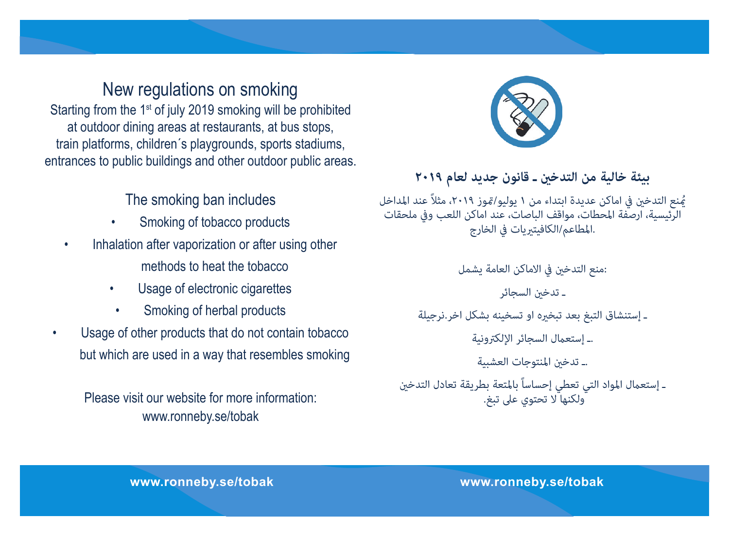## New regulations on smoking

Starting from the 1st of july 2019 smoking will be prohibited at outdoor dining areas at restaurants, at bus stops, train platforms, children´s playgrounds, sports stadiums, entrances to public buildings and other outdoor public areas.

### The smoking ban includes

- Smoking of tobacco products
- Inhalation after vaporization or after using other methods to heat the tobacco
- Usage of electronic cigarettes
- Smoking of herbal products
- Usage of other products that do not contain tobacco but which are used in a way that resembles smoking

Please visit our website for more information:
www.ronneby.se/tobak

## بيئة خالية من التدخين ـ قانون جديد لعام ٢٠١٩

يُمنع التدخين في اماكن عديدة ابتداء من ١ يوليو/تموز ٢٠١٩، مثلاً عند المداخل الرئيسية، ارصفة المحطات، مواقف الباصات، عند اماكن اللعب وفي ملحقات المطاعم/الكافيتيريات في الخارج.

منع التدخين في الاماكن العامة يشمل:

ـ تدخين السجائر

ـ إستنشاق التبغ بعد تبخيره او تسخينه بشكل اخر.نرجيلة

ـ إستعمال السجائر الإلكترونية.

ـ تدخين المنتوجات العشبية.

ـ إستعمال المواد التي تعطي إحساساً بالمتعة بطريقة تعادل التدخين ولكنها لا تحتوي على تبغ.

www.ronneby.se/tobak

www.ronneby.se/tobak